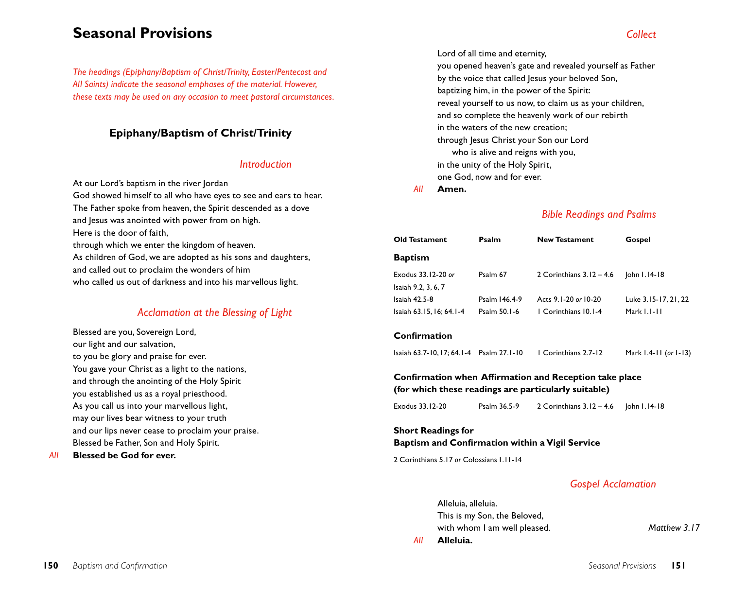# Seasonal Provisions

*The headings (Epiphany/Baptism of Christ/Trinity, Easter/Pentecost and All Saints) indicate the seasonal emphases of the material. However, these texts may be used on any occasion to meet pastoral circumstances.*

## Epiphany/Baptism of Christ/Trinity

### *Introduction*

At our Lord's baptism in the river Jordan
God showed himself to all who have eyes to see and ears to hear.
The Father spoke from heaven, the Spirit descended as a dove
and Jesus was anointed with power from on high.
Here is the door of faith,
through which we enter the kingdom of heaven.
As children of God, we are adopted as his sons and daughters,
and called out to proclaim the wonders of him
who called us out of darkness and into his marvellous light.

### *Acclamation at the Blessing of Light*

Blessed are you, Sovereign Lord,
our light and our salvation,
to you be glory and praise for ever.
You gave your Christ as a light to the nations,
and through the anointing of the Holy Spirit
you established us as a royal priesthood.
As you call us into your marvellous light,
may our lives bear witness to your truth
and our lips never cease to proclaim your praise.
Blessed be Father, Son and Holy Spirit.

*All* **Blessed be God for ever.**

### *Collect*

Lord of all time and eternity,
you opened heaven's gate and revealed yourself as Father
by the voice that called Jesus your beloved Son,
baptizing him, in the power of the Spirit:
reveal yourself to us now, to claim us as your children,
and so complete the heavenly work of our rebirth
in the waters of the new creation;
through Jesus Christ your Son our Lord
who is alive and reigns with you,
in the unity of the Holy Spirit,
one God, now and for ever.

*All* **Amen.**

### *Bible Readings and Psalms*

| Old Testament | Psalm | New Testament | Gospel |
|---|---|---|---|
| **Baptism** | | | |
| Exodus 33.12-20 *or* Isaiah 9.2, 3, 6, 7 | Psalm 67 | 2 Corinthians 3.12 – 4.6 | John 1.14-18 |
| Isaiah 42.5-8 | Psalm 146.4-9 | Acts 9.1-20 *or* 10-20 | Luke 3.15-17, 21, 22 |
| Isaiah 63.15, 16; 64.1-4 | Psalm 50.1-6 | 1 Corinthians 10.1-4 | Mark 1.1-11 |
| **Confirmation** | | | |
| Isaiah 63.7-10, 17; 64.1-4 | Psalm 27.1-10 | 1 Corinthians 2.7-12 | Mark 1.4-11 (*or* 1-13) |
| **Confirmation when Affirmation and Reception take place (for which these readings are particularly suitable)** | | | |
| Exodus 33.12-20 | Psalm 36.5-9 | 2 Corinthians 3.12 – 4.6 | John 1.14-18 |

**Short Readings for Baptism and Confirmation within a Vigil Service**

2 Corinthians 5.17 *or* Colossians 1.11-14

### *Gospel Acclamation*

Alleluia, alleluia.
This is my Son, the Beloved,
with whom I am well pleased. *Matthew 3.17*

*All* **Alleluia.**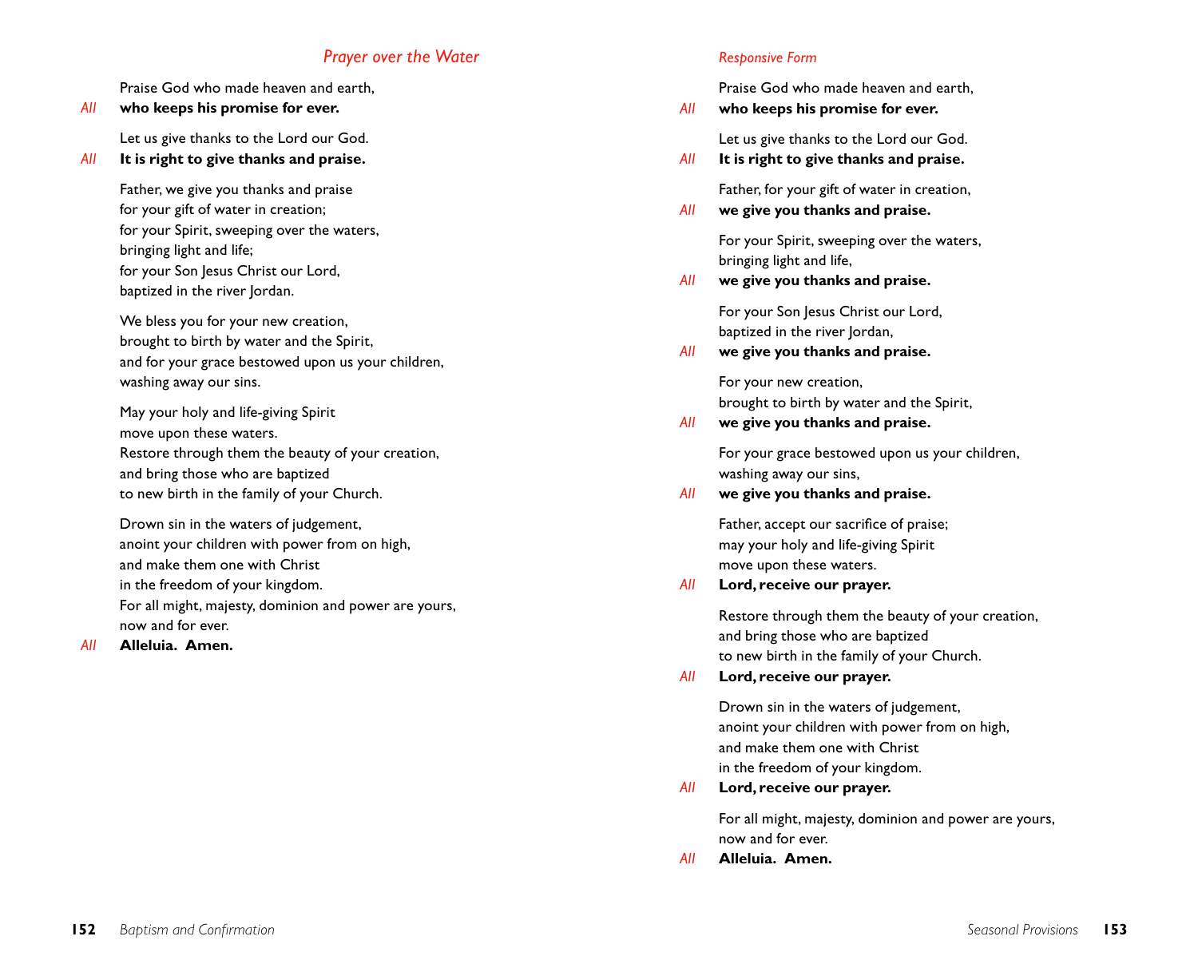## *Prayer over the Water*

Praise God who made heaven and earth,
*All* **who keeps his promise for ever.**

Let us give thanks to the Lord our God.
*All* **It is right to give thanks and praise.**

Father, we give you thanks and praise
for your gift of water in creation;
for your Spirit, sweeping over the waters,
bringing light and life;
for your Son Jesus Christ our Lord,
baptized in the river Jordan.

We bless you for your new creation,
brought to birth by water and the Spirit,
and for your grace bestowed upon us your children,
washing away our sins.

May your holy and life-giving Spirit
move upon these waters.
Restore through them the beauty of your creation,
and bring those who are baptized
to new birth in the family of your Church.

Drown sin in the waters of judgement,
anoint your children with power from on high,
and make them one with Christ
in the freedom of your kingdom.
For all might, majesty, dominion and power are yours,
now and for ever.
*All* **Alleluia. Amen.**

### *Responsive Form*

Praise God who made heaven and earth,
*All* **who keeps his promise for ever.**

Let us give thanks to the Lord our God.
*All* **It is right to give thanks and praise.**

Father, for your gift of water in creation,
*All* **we give you thanks and praise.**

For your Spirit, sweeping over the waters,
bringing light and life,
*All* **we give you thanks and praise.**

For your Son Jesus Christ our Lord,
baptized in the river Jordan,
*All* **we give you thanks and praise.**

For your new creation,
brought to birth by water and the Spirit,
*All* **we give you thanks and praise.**

For your grace bestowed upon us your children,
washing away our sins,
*All* **we give you thanks and praise.**

Father, accept our sacrifice of praise;
may your holy and life-giving Spirit
move upon these waters.
*All* **Lord, receive our prayer.**

Restore through them the beauty of your creation,
and bring those who are baptized
to new birth in the family of your Church.
*All* **Lord, receive our prayer.**

Drown sin in the waters of judgement,
anoint your children with power from on high,
and make them one with Christ
in the freedom of your kingdom.
*All* **Lord, receive our prayer.**

For all might, majesty, dominion and power are yours,
now and for ever.
*All* **Alleluia. Amen.**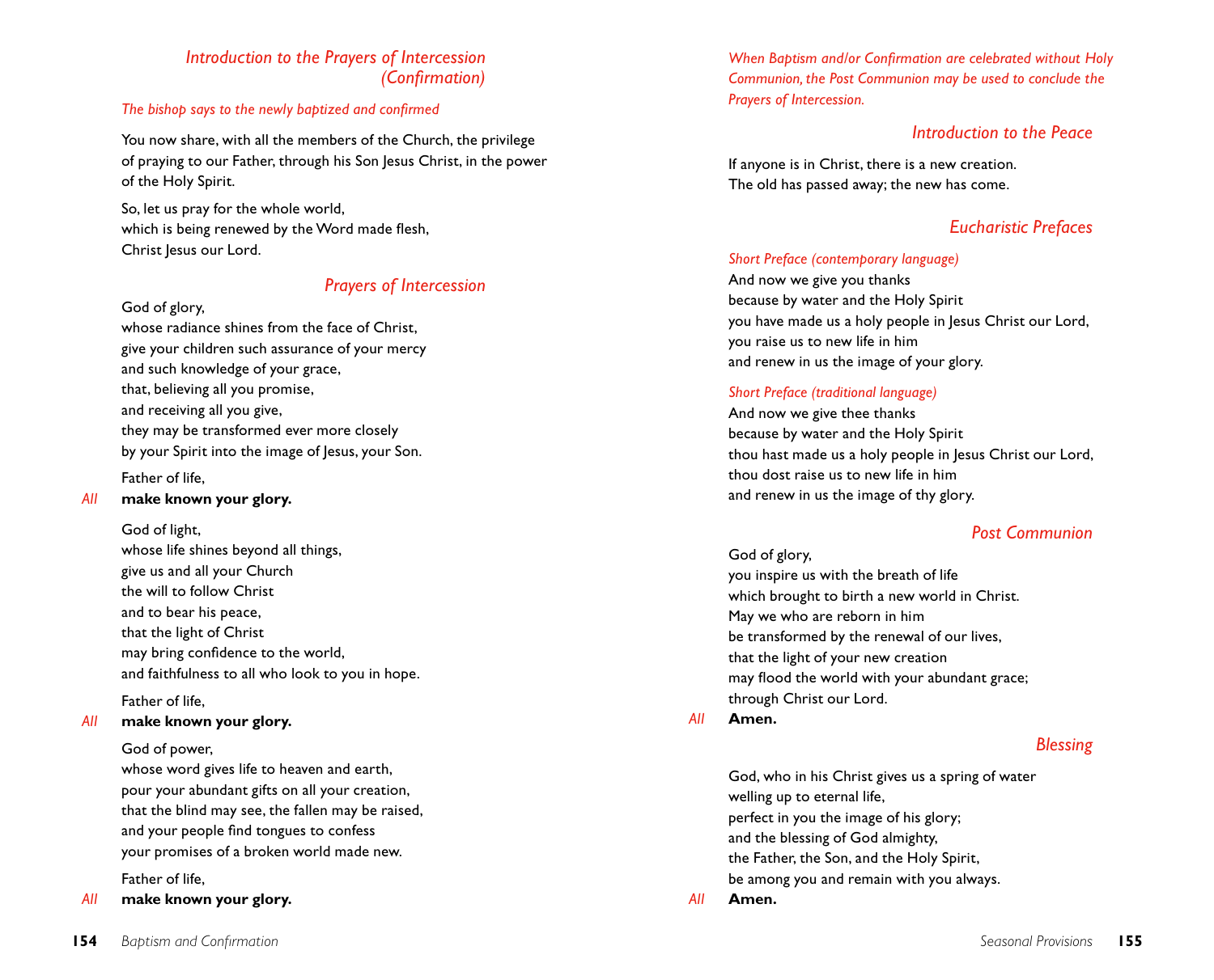## Introduction to the Prayers of Intercession (Confirmation)

*The bishop says to the newly baptized and confirmed*

You now share, with all the members of the Church, the privilege of praying to our Father, through his Son Jesus Christ, in the power of the Holy Spirit.

So, let us pray for the whole world,
which is being renewed by the Word made flesh,
Christ Jesus our Lord.

## Prayers of Intercession

God of glory,
whose radiance shines from the face of Christ,
give your children such assurance of your mercy
and such knowledge of your grace,
that, believing all you promise,
and receiving all you give,
they may be transformed ever more closely
by your Spirit into the image of Jesus, your Son.

Father of life,
*All* **make known your glory.**

God of light,
whose life shines beyond all things,
give us and all your Church
the will to follow Christ
and to bear his peace,
that the light of Christ
may bring confidence to the world,
and faithfulness to all who look to you in hope.

Father of life,
*All* **make known your glory.**

God of power,
whose word gives life to heaven and earth,
pour your abundant gifts on all your creation,
that the blind may see, the fallen may be raised,
and your people find tongues to confess
your promises of a broken world made new.

Father of life,
*All* **make known your glory.**

*When Baptism and/or Confirmation are celebrated without Holy Communion, the Post Communion may be used to conclude the Prayers of Intercession.*

## Introduction to the Peace

If anyone is in Christ, there is a new creation.
The old has passed away; the new has come.

## Eucharistic Prefaces

*Short Preface (contemporary language)*

And now we give you thanks
because by water and the Holy Spirit
you have made us a holy people in Jesus Christ our Lord,
you raise us to new life in him
and renew in us the image of your glory.

*Short Preface (traditional language)*

And now we give thee thanks
because by water and the Holy Spirit
thou hast made us a holy people in Jesus Christ our Lord,
thou dost raise us to new life in him
and renew in us the image of thy glory.

## Post Communion

God of glory,
you inspire us with the breath of life
which brought to birth a new world in Christ.
May we who are reborn in him
be transformed by the renewal of our lives,
that the light of your new creation
may flood the world with your abundant grace;
through Christ our Lord.
*All* **Amen.**

## Blessing

God, who in his Christ gives us a spring of water
welling up to eternal life,
perfect in you the image of his glory;
and the blessing of God almighty,
the Father, the Son, and the Holy Spirit,
be among you and remain with you always.
*All* **Amen.**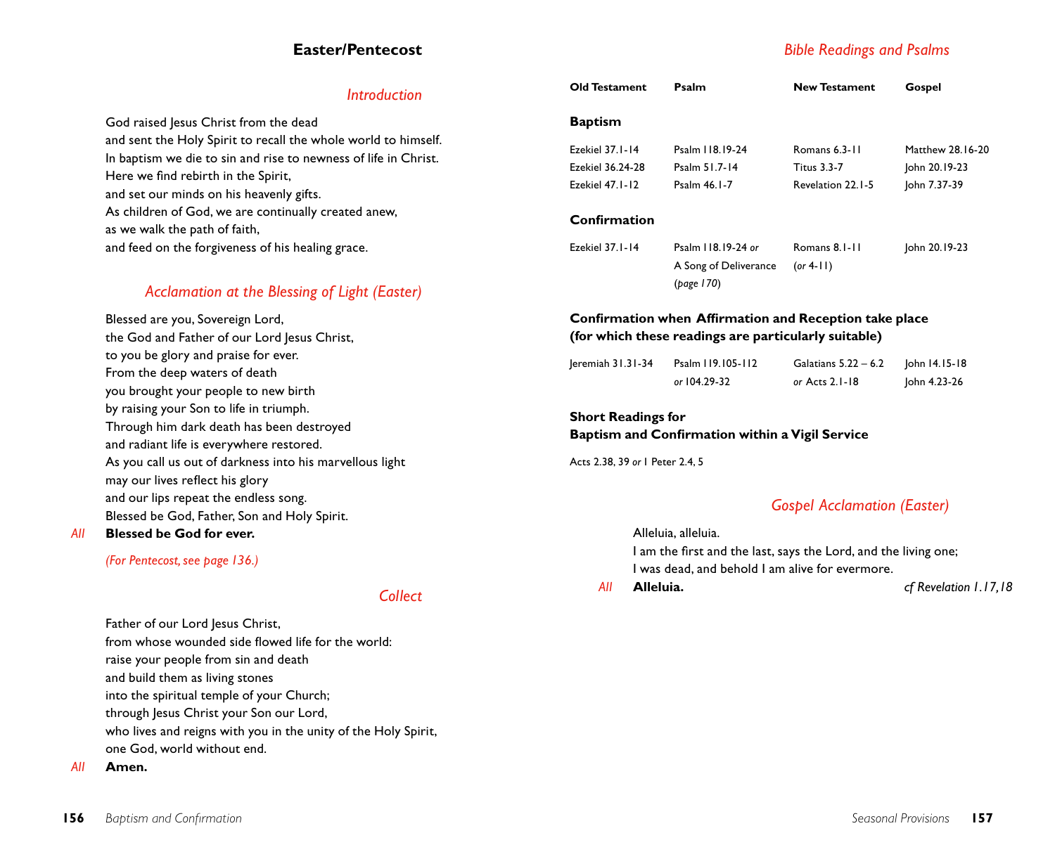# Easter/Pentecost

## *Introduction*

God raised Jesus Christ from the dead
and sent the Holy Spirit to recall the whole world to himself.
In baptism we die to sin and rise to newness of life in Christ.
Here we find rebirth in the Spirit,
and set our minds on his heavenly gifts.
As children of God, we are continually created anew,
as we walk the path of faith,
and feed on the forgiveness of his healing grace.

## *Acclamation at the Blessing of Light (Easter)*

Blessed are you, Sovereign Lord,
the God and Father of our Lord Jesus Christ,
to you be glory and praise for ever.
From the deep waters of death
you brought your people to new birth
by raising your Son to life in triumph.
Through him dark death has been destroyed
and radiant life is everywhere restored.
As you call us out of darkness into his marvellous light
may our lives reflect his glory
and our lips repeat the endless song.
Blessed be God, Father, Son and Holy Spirit.

*All* **Blessed be God for ever.**

*(For Pentecost, see page 136.)*

## *Collect*

Father of our Lord Jesus Christ,
from whose wounded side flowed life for the world:
raise your people from sin and death
and build them as living stones
into the spiritual temple of your Church;
through Jesus Christ your Son our Lord,
who lives and reigns with you in the unity of the Holy Spirit,
one God, world without end.

*All* **Amen.**

## *Bible Readings and Psalms*

| Old Testament | Psalm | New Testament | Gospel |
|---|---|---|---|
| **Baptism** | | | |
| Ezekiel 37.1-14 | Psalm 118.19-24 | Romans 6.3-11 | Matthew 28.16-20 |
| Ezekiel 36.24-28 | Psalm 51.7-14 | Titus 3.3-7 | John 20.19-23 |
| Ezekiel 47.1-12 | Psalm 46.1-7 | Revelation 22.1-5 | John 7.37-39 |
| **Confirmation** | | | |
| Ezekiel 37.1-14 | Psalm 118.19-24 *or* A Song of Deliverance (*page 170*) | Romans 8.1-11 (*or* 4-11) | John 20.19-23 |

**Confirmation when Affirmation and Reception take place (for which these readings are particularly suitable)**

| | | | |
|---|---|---|---|
| Jeremiah 31.31-34 | Psalm 119.105-112 *or* 104.29-32 | Galatians 5.22 – 6.2 *or* Acts 2.1-18 | John 14.15-18 John 4.23-26 |

**Short Readings for Baptism and Confirmation within a Vigil Service**

Acts 2.38, 39 *or* 1 Peter 2.4, 5

## *Gospel Acclamation (Easter)*

Alleluia, alleluia.
I am the first and the last, says the Lord, and the living one;
I was dead, and behold I am alive for evermore.

*All* **Alleluia.** *cf Revelation 1.17,18*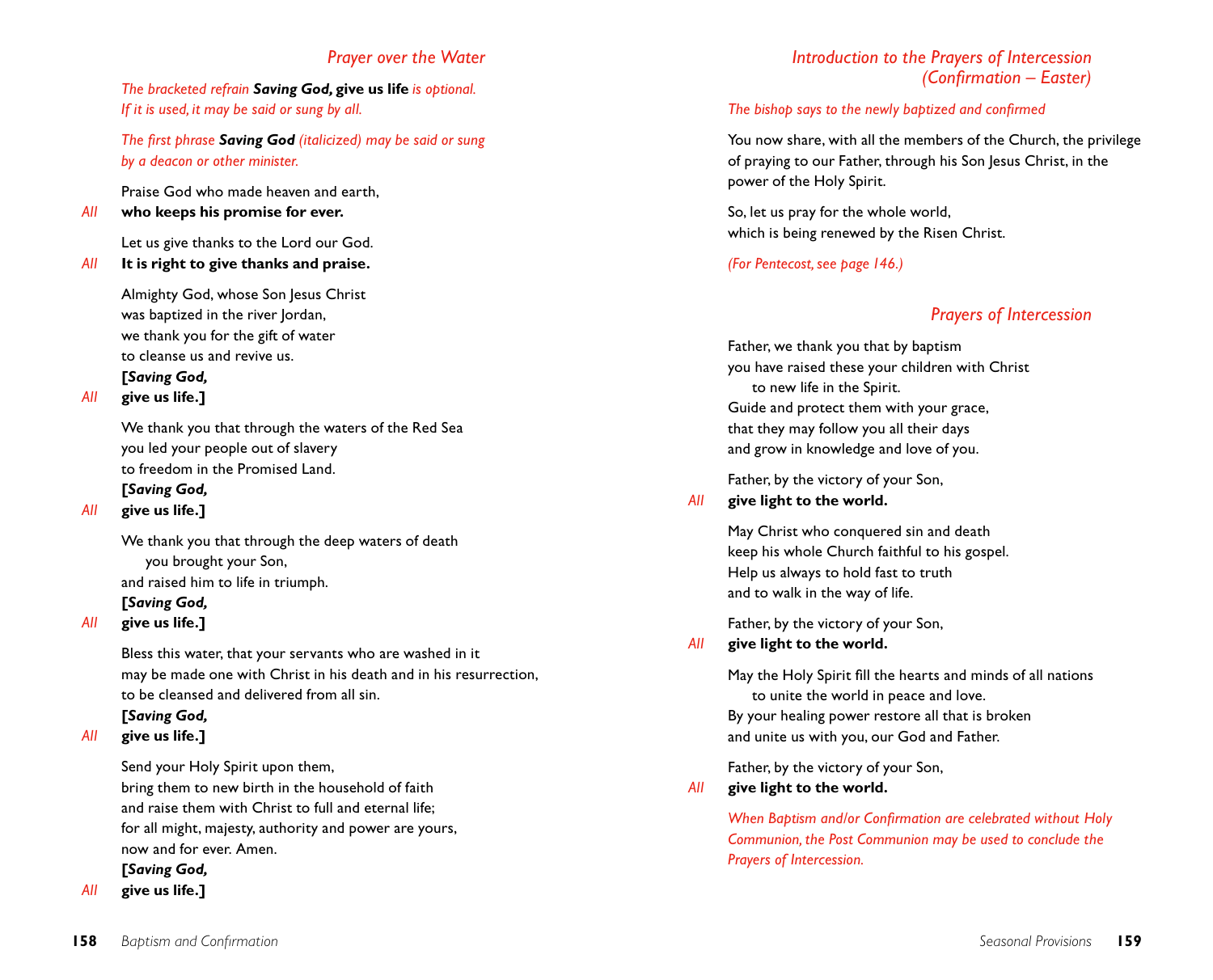## *Prayer over the Water*

*The bracketed refrain* ***Saving God,*** **give us life** *is optional. If it is used, it may be said or sung by all.*

*The first phrase* ***Saving God*** *(italicized) may be said or sung by a deacon or other minister.*

Praise God who made heaven and earth,

*All* **who keeps his promise for ever.**

Let us give thanks to the Lord our God.

*All* **It is right to give thanks and praise.**

Almighty God, whose Son Jesus Christ
was baptized in the river Jordan,
we thank you for the gift of water
to cleanse us and revive us.
**[*Saving God,***

*All* **give us life.]**

We thank you that through the waters of the Red Sea
you led your people out of slavery
to freedom in the Promised Land.
**[*Saving God,***

*All* **give us life.]**

We thank you that through the deep waters of death
you brought your Son,
and raised him to life in triumph.
**[*Saving God,***

*All* **give us life.]**

Bless this water, that your servants who are washed in it
may be made one with Christ in his death and in his resurrection,
to be cleansed and delivered from all sin.
**[*Saving God,***

*All* **give us life.]**

Send your Holy Spirit upon them,
bring them to new birth in the household of faith
and raise them with Christ to full and eternal life;
for all might, majesty, authority and power are yours,
now and for ever. Amen.
**[*Saving God,***

*All* **give us life.]**

## *Introduction to the Prayers of Intercession (Confirmation – Easter)*

*The bishop says to the newly baptized and confirmed*

You now share, with all the members of the Church, the privilege of praying to our Father, through his Son Jesus Christ, in the power of the Holy Spirit.

So, let us pray for the whole world,
which is being renewed by the Risen Christ.

*(For Pentecost, see page 146.)*

## *Prayers of Intercession*

Father, we thank you that by baptism
you have raised these your children with Christ
to new life in the Spirit.
Guide and protect them with your grace,
that they may follow you all their days
and grow in knowledge and love of you.

Father, by the victory of your Son,

*All* **give light to the world.**

May Christ who conquered sin and death
keep his whole Church faithful to his gospel.
Help us always to hold fast to truth
and to walk in the way of life.

Father, by the victory of your Son,

*All* **give light to the world.**

May the Holy Spirit fill the hearts and minds of all nations
to unite the world in peace and love.
By your healing power restore all that is broken
and unite us with you, our God and Father.

Father, by the victory of your Son,

*All* **give light to the world.**

*When Baptism and/or Confirmation are celebrated without Holy Communion, the Post Communion may be used to conclude the Prayers of Intercession.*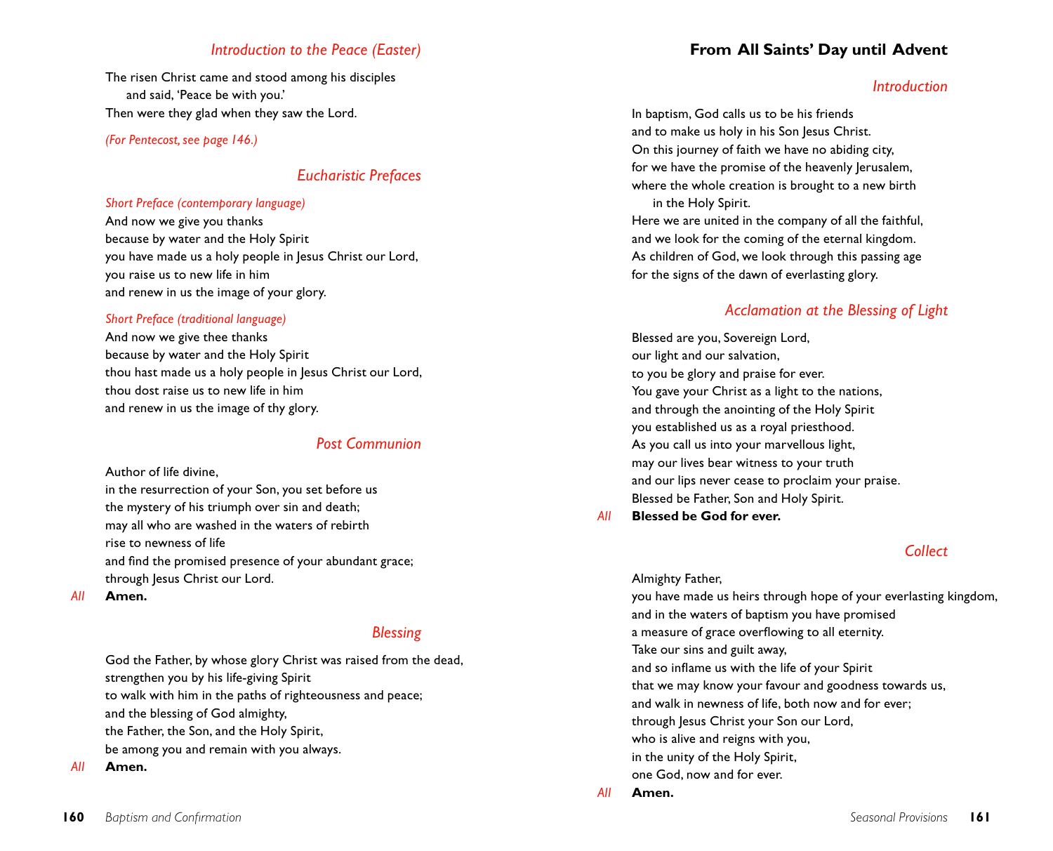### *Introduction to the Peace (Easter)*

The risen Christ came and stood among his disciples
 and said, 'Peace be with you.'
Then were they glad when they saw the Lord.

*(For Pentecost, see page 146.)*

### *Eucharistic Prefaces*

*Short Preface (contemporary language)*

And now we give you thanks
because by water and the Holy Spirit
you have made us a holy people in Jesus Christ our Lord,
you raise us to new life in him
and renew in us the image of your glory.

*Short Preface (traditional language)*

And now we give thee thanks
because by water and the Holy Spirit
thou hast made us a holy people in Jesus Christ our Lord,
thou dost raise us to new life in him
and renew in us the image of thy glory.

### *Post Communion*

Author of life divine,
in the resurrection of your Son, you set before us
the mystery of his triumph over sin and death;
may all who are washed in the waters of rebirth
rise to newness of life
and find the promised presence of your abundant grace;
through Jesus Christ our Lord.

*All* **Amen.**

### *Blessing*

God the Father, by whose glory Christ was raised from the dead,
strengthen you by his life-giving Spirit
to walk with him in the paths of righteousness and peace;
and the blessing of God almighty,
the Father, the Son, and the Holy Spirit,
be among you and remain with you always.

*All* **Amen.**

## From All Saints' Day until Advent

### *Introduction*

In baptism, God calls us to be his friends
and to make us holy in his Son Jesus Christ.
On this journey of faith we have no abiding city,
for we have the promise of the heavenly Jerusalem,
where the whole creation is brought to a new birth
 in the Holy Spirit.
Here we are united in the company of all the faithful,
and we look for the coming of the eternal kingdom.
As children of God, we look through this passing age
for the signs of the dawn of everlasting glory.

### *Acclamation at the Blessing of Light*

Blessed are you, Sovereign Lord,
our light and our salvation,
to you be glory and praise for ever.
You gave your Christ as a light to the nations,
and through the anointing of the Holy Spirit
you established us as a royal priesthood.
As you call us into your marvellous light,
may our lives bear witness to your truth
and our lips never cease to proclaim your praise.
Blessed be Father, Son and Holy Spirit.

*All* **Blessed be God for ever.**

### *Collect*

Almighty Father,
you have made us heirs through hope of your everlasting kingdom,
and in the waters of baptism you have promised
a measure of grace overflowing to all eternity.
Take our sins and guilt away,
and so inflame us with the life of your Spirit
that we may know your favour and goodness towards us,
and walk in newness of life, both now and for ever;
through Jesus Christ your Son our Lord,
who is alive and reigns with you,
in the unity of the Holy Spirit,
one God, now and for ever.

*All* **Amen.**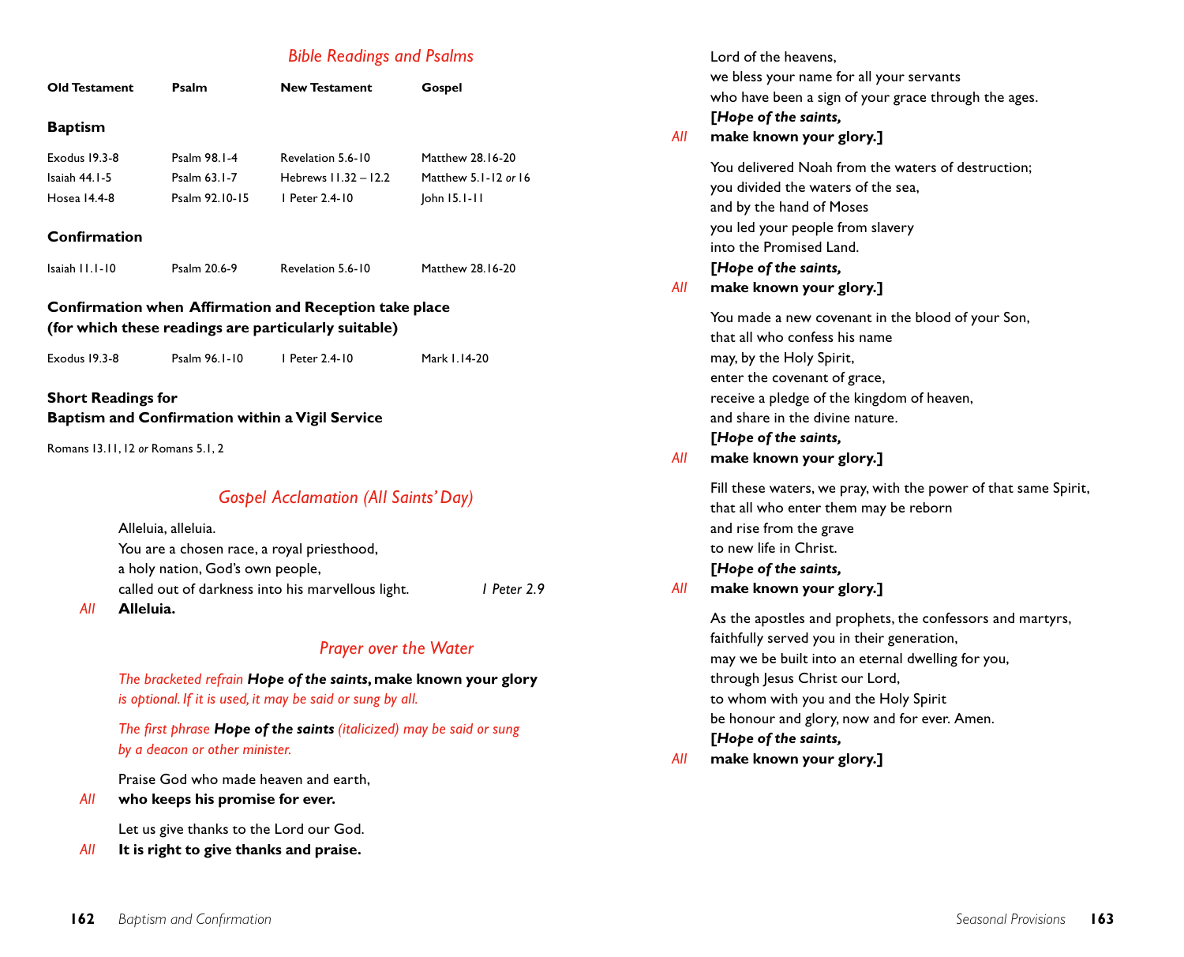## *Bible Readings and Psalms*

| Old Testament | Psalm | New Testament | Gospel |
|---|---|---|---|
| **Baptism** | | | |
| Exodus 19.3-8 | Psalm 98.1-4 | Revelation 5.6-10 | Matthew 28.16-20 |
| Isaiah 44.1-5 | Psalm 63.1-7 | Hebrews 11.32 – 12.2 | Matthew 5.1-12 *or* 16 |
| Hosea 14.4-8 | Psalm 92.10-15 | 1 Peter 2.4-10 | John 15.1-11 |
| **Confirmation** | | | |
| Isaiah 11.1-10 | Psalm 20.6-9 | Revelation 5.6-10 | Matthew 28.16-20 |

**Confirmation when Affirmation and Reception take place (for which these readings are particularly suitable)**

| | | | |
|---|---|---|---|
| Exodus 19.3-8 | Psalm 96.1-10 | 1 Peter 2.4-10 | Mark 1.14-20 |

**Short Readings for Baptism and Confirmation within a Vigil Service**

Romans 13.11, 12 *or* Romans 5.1, 2

## *Gospel Acclamation (All Saints' Day)*

Alleluia, alleluia.
You are a chosen race, a royal priesthood,
a holy nation, God's own people,
called out of darkness into his marvellous light. *1 Peter 2.9*

*All* **Alleluia.**

## *Prayer over the Water*

*The bracketed refrain* ***Hope of the saints,*** **make known your glory** *is optional. If it is used, it may be said or sung by all.*

*The first phrase* ***Hope of the saints*** *(italicized) may be said or sung by a deacon or other minister.*

Praise God who made heaven and earth,

*All* **who keeps his promise for ever.**

Let us give thanks to the Lord our God.

*All* **It is right to give thanks and praise.**

Lord of the heavens,
we bless your name for all your servants
who have been a sign of your grace through the ages.
**[*Hope of the saints,***

*All* **make known your glory.]**

You delivered Noah from the waters of destruction;
you divided the waters of the sea,
and by the hand of Moses
you led your people from slavery
into the Promised Land.
**[*Hope of the saints,***

*All* **make known your glory.]**

You made a new covenant in the blood of your Son,
that all who confess his name
may, by the Holy Spirit,
enter the covenant of grace,
receive a pledge of the kingdom of heaven,
and share in the divine nature.
**[*Hope of the saints,***

*All* **make known your glory.]**

Fill these waters, we pray, with the power of that same Spirit,
that all who enter them may be reborn
and rise from the grave
to new life in Christ.
**[*Hope of the saints,***

*All* **make known your glory.]**

As the apostles and prophets, the confessors and martyrs,
faithfully served you in their generation,
may we be built into an eternal dwelling for you,
through Jesus Christ our Lord,
to whom with you and the Holy Spirit
be honour and glory, now and for ever. Amen.
**[*Hope of the saints,***

*All* **make known your glory.]**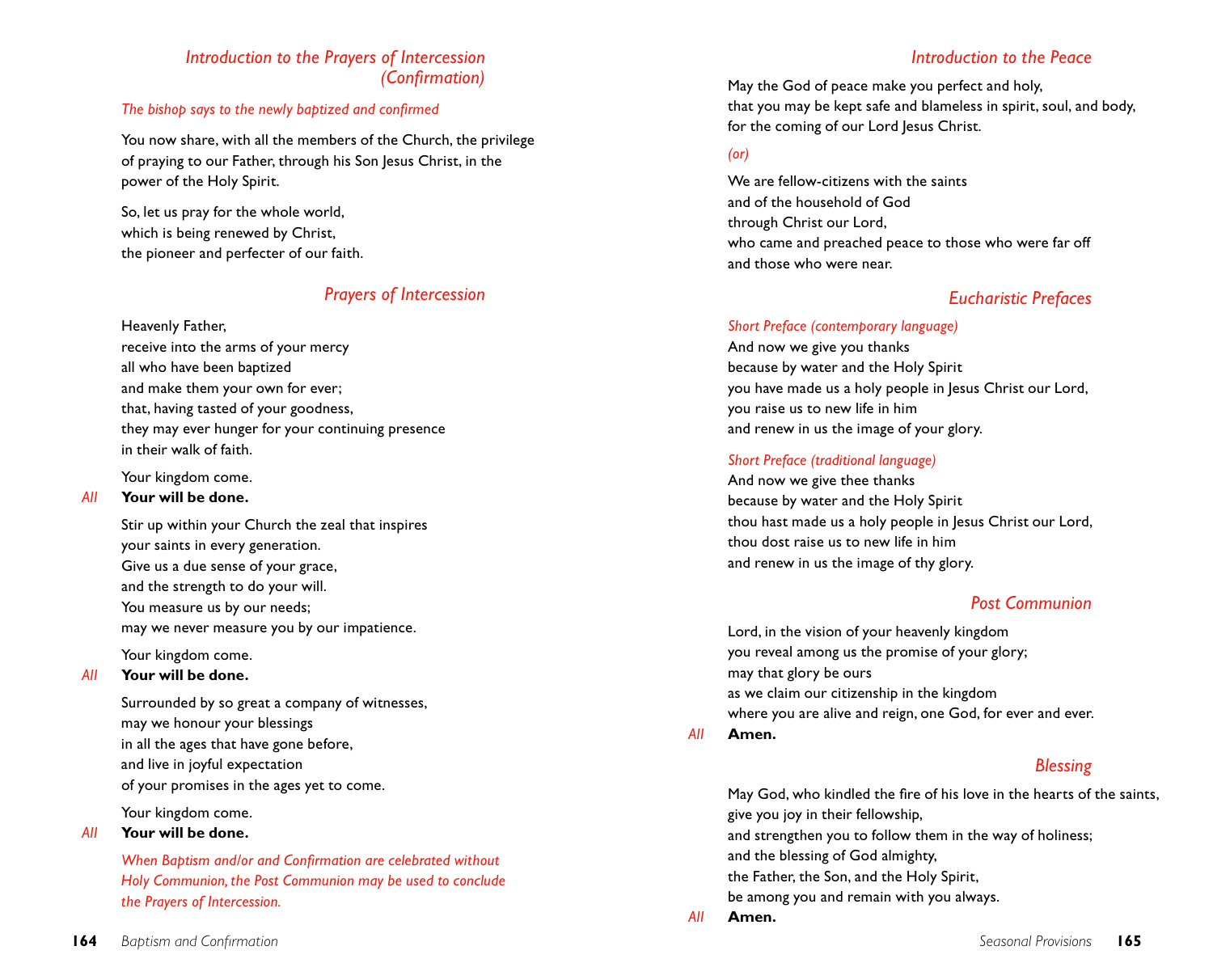## *Introduction to the Prayers of Intercession (Confirmation)*

*The bishop says to the newly baptized and confirmed*

You now share, with all the members of the Church, the privilege of praying to our Father, through his Son Jesus Christ, in the power of the Holy Spirit.

So, let us pray for the whole world,
which is being renewed by Christ,
the pioneer and perfecter of our faith.

## *Prayers of Intercession*

Heavenly Father,
receive into the arms of your mercy
all who have been baptized
and make them your own for ever;
that, having tasted of your goodness,
they may ever hunger for your continuing presence
in their walk of faith.

Your kingdom come.
*All* **Your will be done.**

Stir up within your Church the zeal that inspires
your saints in every generation.
Give us a due sense of your grace,
and the strength to do your will.
You measure us by our needs;
may we never measure you by our impatience.

Your kingdom come.
*All* **Your will be done.**

Surrounded by so great a company of witnesses,
may we honour your blessings
in all the ages that have gone before,
and live in joyful expectation
of your promises in the ages yet to come.

Your kingdom come.
*All* **Your will be done.**

*When Baptism and/or and Confirmation are celebrated without Holy Communion, the Post Communion may be used to conclude the Prayers of Intercession.*

## *Introduction to the Peace*

May the God of peace make you perfect and holy,
that you may be kept safe and blameless in spirit, soul, and body,
for the coming of our Lord Jesus Christ.

*(or)*

We are fellow-citizens with the saints
and of the household of God
through Christ our Lord,
who came and preached peace to those who were far off
and those who were near.

## *Eucharistic Prefaces*

*Short Preface (contemporary language)*

And now we give you thanks
because by water and the Holy Spirit
you have made us a holy people in Jesus Christ our Lord,
you raise us to new life in him
and renew in us the image of your glory.

*Short Preface (traditional language)*

And now we give thee thanks
because by water and the Holy Spirit
thou hast made us a holy people in Jesus Christ our Lord,
thou dost raise us to new life in him
and renew in us the image of thy glory.

## *Post Communion*

Lord, in the vision of your heavenly kingdom
you reveal among us the promise of your glory;
may that glory be ours
as we claim our citizenship in the kingdom
where you are alive and reign, one God, for ever and ever.
*All* **Amen.**

## *Blessing*

May God, who kindled the fire of his love in the hearts of the saints,
give you joy in their fellowship,
and strengthen you to follow them in the way of holiness;
and the blessing of God almighty,
the Father, the Son, and the Holy Spirit,
be among you and remain with you always.
*All* **Amen.**